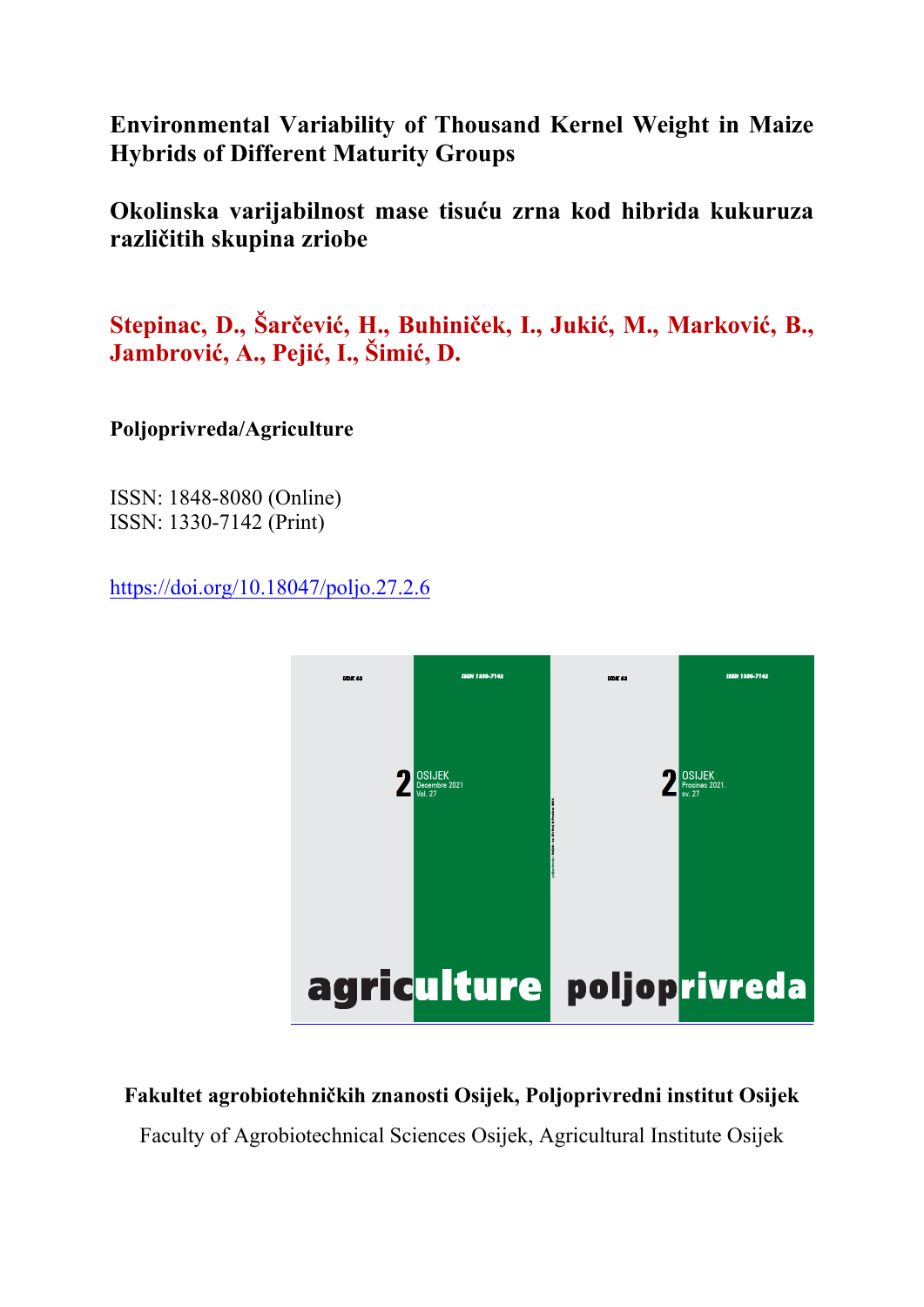# Environmental Variability of Thousand Kernel Weight in Maize Hybrids of Different Maturity Groups

# Okolinska varijabilnost mase tisuću zrna kod hibrida kukuruza različitih skupina zriobe

**Stepinac, D., Šarčević, H., Buhiniček, I., Jukić, M., Marković, B., Jambrović, A., Pejić, I., Šimić, D.**

**Poljoprivreda/Agriculture**

ISSN: 1848-8080 (Online)
ISSN: 1330-7142 (Print)

https://doi.org/10.18047/poljo.27.2.6

**Fakultet agrobiotehničkih znanosti Osijek, Poljoprivredni institut Osijek**

Faculty of Agrobiotechnical Sciences Osijek, Agricultural Institute Osijek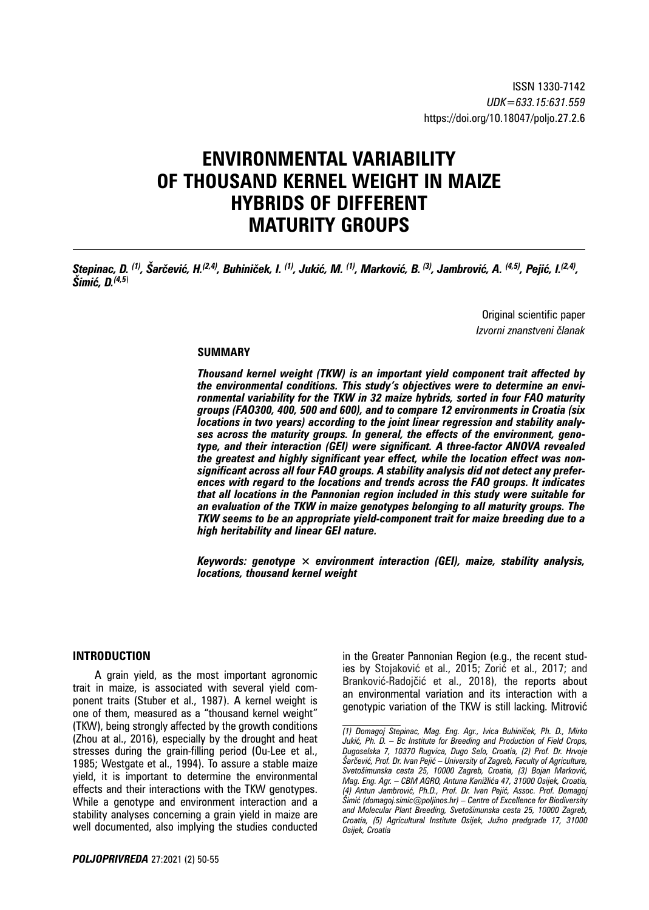ISSN 1330-7142
*UDK=633.15:631.559*
https://doi.org/10.18047/poljo.27.2.6

# ENVIRONMENTAL VARIABILITY OF THOUSAND KERNEL WEIGHT IN MAIZE HYBRIDS OF DIFFERENT MATURITY GROUPS

***Stepinac, D.*** [(1)]***, Šarčević, H.***[(2,4)]***, Buhiniček, I.*** [(1)]***, Jukić, M.*** [(1)]***, Marković, B.*** [(3)]***, Jambrović, A.*** [(4,5)]***, Pejić, I.***[(2,4)]***, Šimić, D.***[(4,5)]

Original scientific paper
*Izvorni znanstveni članak*

## SUMMARY

***Thousand kernel weight (TKW) is an important yield component trait affected by the environmental conditions. This study's objectives were to determine an environmental variability for the TKW in 32 maize hybrids, sorted in four FAO maturity groups (FAO300, 400, 500 and 600), and to compare 12 environments in Croatia (six locations in two years) according to the joint linear regression and stability analyses across the maturity groups. In general, the effects of the environment, genotype, and their interaction (GEI) were significant. A three-factor ANOVA revealed the greatest and highly significant year effect, while the location effect was non-significant across all four FAO groups. A stability analysis did not detect any preferences with regard to the locations and trends across the FAO groups. It indicates that all locations in the Pannonian region included in this study were suitable for an evaluation of the TKW in maize genotypes belonging to all maturity groups. The TKW seems to be an appropriate yield-component trait for maize breeding due to a high heritability and linear GEI nature.***

***Keywords: genotype × environment interaction (GEI), maize, stability analysis, locations, thousand kernel weight***

## INTRODUCTION

A grain yield, as the most important agronomic trait in maize, is associated with several yield component traits (Stuber et al., 1987). A kernel weight is one of them, measured as a "thousand kernel weight" (TKW), being strongly affected by the growth conditions (Zhou at al., 2016), especially by the drought and heat stresses during the grain-filling period (Ou-Lee et al., 1985; Westgate et al., 1994). To assure a stable maize yield, it is important to determine the environmental effects and their interactions with the TKW genotypes. While a genotype and environment interaction and a stability analyses concerning a grain yield in maize are well documented, also implying the studies conducted in the Greater Pannonian Region (e.g., the recent studies by Stojaković et al., 2015; Zorić et al., 2017; and Branković-Radojčić et al., 2018), the reports about an environmental variation and its interaction with a genotypic variation of the TKW is still lacking. Mitrović

---

*(1) Domagoj Stepinac, Mag. Eng. Agr., Ivica Buhiniček, Ph. D., Mirko Jukić, Ph. D. – Bc Institute for Breeding and Production of Field Crops, Dugoselska 7, 10370 Rugvica, Dugo Selo, Croatia, (2) Prof. Dr. Hrvoje Šarčević, Prof. Dr. Ivan Pejić – University of Zagreb, Faculty of Agriculture, Svetošimunska cesta 25, 10000 Zagreb, Croatia, (3) Bojan Marković, Mag. Eng. Agr. – CBM AGRO, Antuna Kanižlića 47, 31000 Osijek, Croatia, (4) Antun Jambrović, Ph.D., Prof. Dr. Ivan Pejić, Assoc. Prof. Domagoj Šimić (domagoj.simic@poljinos.hr) – Centre of Excellence for Biodiversity and Molecular Plant Breeding, Svetošimunska cesta 25, 10000 Zagreb, Croatia, (5) Agricultural Institute Osijek, Južno predgrađe 17, 31000 Osijek, Croatia*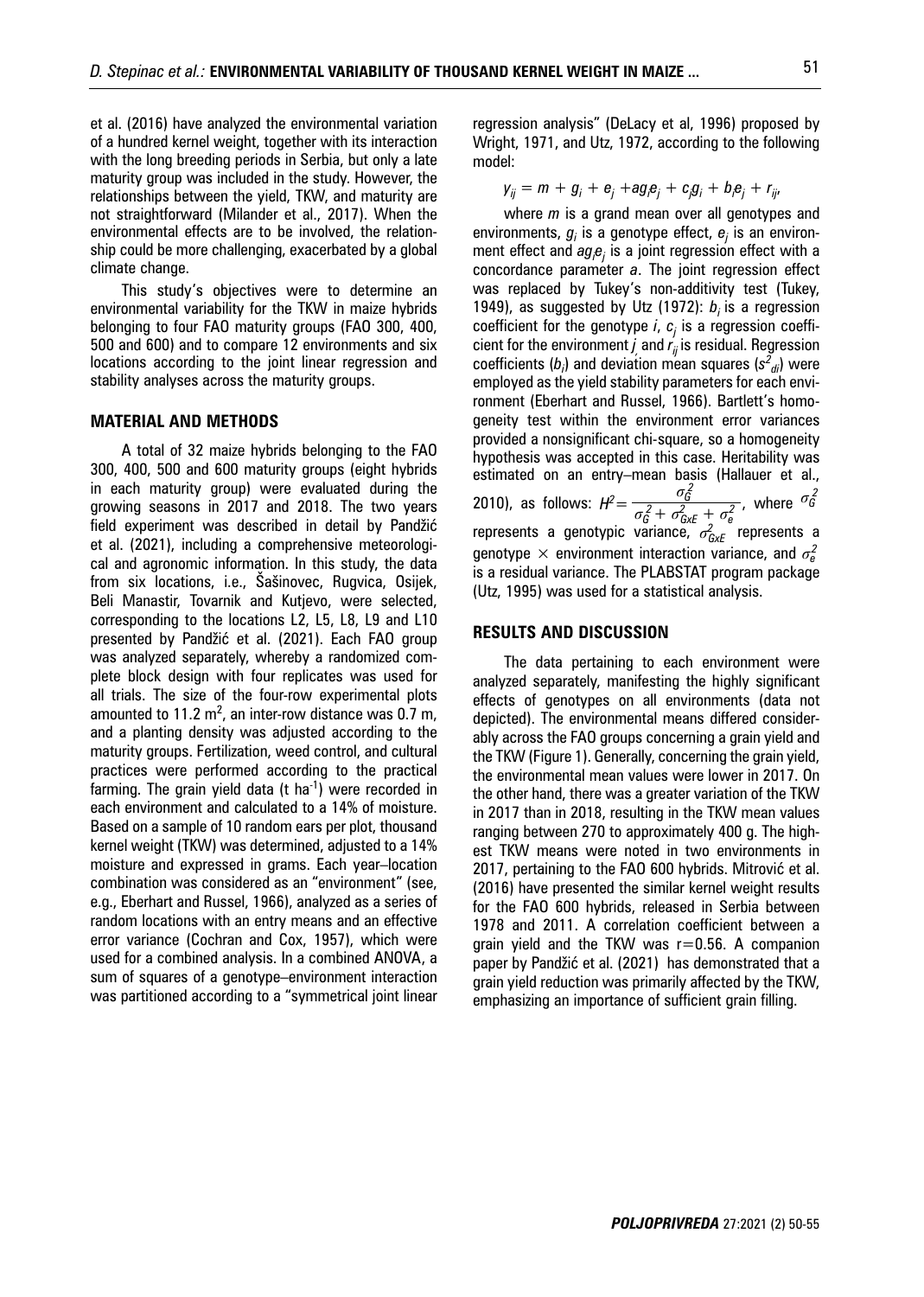et al. (2016) have analyzed the environmental variation of a hundred kernel weight, together with its interaction with the long breeding periods in Serbia, but only a late maturity group was included in the study. However, the relationships between the yield, TKW, and maturity are not straightforward (Milander et al., 2017). When the environmental effects are to be involved, the relationship could be more challenging, exacerbated by a global climate change.

This study's objectives were to determine an environmental variability for the TKW in maize hybrids belonging to four FAO maturity groups (FAO 300, 400, 500 and 600) and to compare 12 environments and six locations according to the joint linear regression and stability analyses across the maturity groups.

## MATERIAL AND METHODS

A total of 32 maize hybrids belonging to the FAO 300, 400, 500 and 600 maturity groups (eight hybrids in each maturity group) were evaluated during the growing seasons in 2017 and 2018. The two years field experiment was described in detail by Pandžić et al. (2021), including a comprehensive meteorological and agronomic information. In this study, the data from six locations, i.e., Šašinovec, Rugvica, Osijek, Beli Manastir, Tovarnik and Kutjevo, were selected, corresponding to the locations L2, L5, L8, L9 and L10 presented by Pandžić et al. (2021). Each FAO group was analyzed separately, whereby a randomized complete block design with four replicates was used for all trials. The size of the four-row experimental plots amounted to 11.2 m$^2$, an inter-row distance was 0.7 m, and a planting density was adjusted according to the maturity groups. Fertilization, weed control, and cultural practices were performed according to the practical farming. The grain yield data (t ha$^{-1}$) were recorded in each environment and calculated to a 14% of moisture. Based on a sample of 10 random ears per plot, thousand kernel weight (TKW) was determined, adjusted to a 14% moisture and expressed in grams. Each year–location combination was considered as an "environment" (see, e.g., Eberhart and Russel, 1966), analyzed as a series of random locations with an entry means and an effective error variance (Cochran and Cox, 1957), which were used for a combined analysis. In a combined ANOVA, a sum of squares of a genotype–environment interaction was partitioned according to a "symmetrical joint linear regression analysis" (DeLacy et al, 1996) proposed by Wright, 1971, and Utz, 1972, according to the following model:

$$y_{ij} = m + g_i + e_j + ag_ie_j + c_jg_i + b_ie_j + r_{ij},$$

where $m$ is a grand mean over all genotypes and environments, $g_i$ is a genotype effect, $e_j$ is an environment effect and $ag_ie_j$ is a joint regression effect with a concordance parameter $a$. The joint regression effect was replaced by Tukey's non-additivity test (Tukey, 1949), as suggested by Utz (1972): $b_i$ is a regression coefficient for the genotype $i$, $c_j$ is a regression coefficient for the environment $j$ and $r_{ij}$ is residual. Regression coefficients ($b_i$) and deviation mean squares ($s^2_{di}$) were employed as the yield stability parameters for each environment (Eberhart and Russel, 1966). Bartlett's homogeneity test within the environment error variances provided a nonsignificant chi-square, so a homogeneity hypothesis was accepted in this case. Heritability was estimated on an entry–mean basis (Hallauer et al., 2010), as follows: $H^2 = \frac{\sigma^2_G}{\sigma^2_G + \sigma^2_{GxE} + \sigma^2_e}$, where $\sigma^2_G$ represents a genotypic variance, $\sigma^2_{GxE}$ represents a genotype × environment interaction variance, and $\sigma^2_e$ is a residual variance. The PLABSTAT program package (Utz, 1995) was used for a statistical analysis.

## RESULTS AND DISCUSSION

The data pertaining to each environment were analyzed separately, manifesting the highly significant effects of genotypes on all environments (data not depicted). The environmental means differed considerably across the FAO groups concerning a grain yield and the TKW (Figure 1). Generally, concerning the grain yield, the environmental mean values were lower in 2017. On the other hand, there was a greater variation of the TKW in 2017 than in 2018, resulting in the TKW mean values ranging between 270 to approximately 400 g. The highest TKW means were noted in two environments in 2017, pertaining to the FAO 600 hybrids. Mitrović et al. (2016) have presented the similar kernel weight results for the FAO 600 hybrids, released in Serbia between 1978 and 2011. A correlation coefficient between a grain yield and the TKW was $r=0.56$. A companion paper by Pandžić et al. (2021) has demonstrated that a grain yield reduction was primarily affected by the TKW, emphasizing an importance of sufficient grain filling.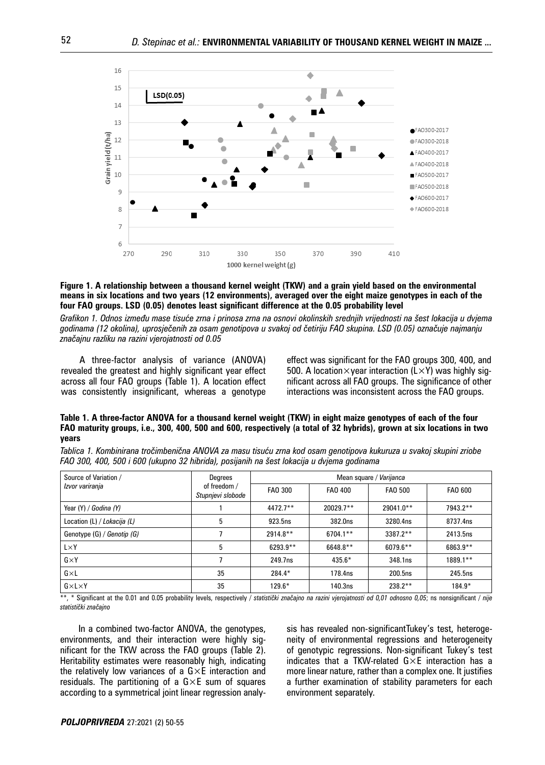**Figure 1. A relationship between a thousand kernel weight (TKW) and a grain yield based on the environmental means in six locations and two years (12 environments), averaged over the eight maize genotypes in each of the four FAO groups. LSD (0.05) denotes least significant difference at the 0.05 probability level**

*Grafikon 1. Odnos između mase tisuće zrna i prinosa zrna na osnovi okolinskih srednjih vrijednosti na šest lokacija u dvjema godinama (12 okolina), uprosječenih za osam genotipova u svakoj od četiriju FAO skupina. LSD (0.05) označuje najmanju značajnu razliku na razini vjerojatnosti od 0.05*

A three-factor analysis of variance (ANOVA) revealed the greatest and highly significant year effect across all four FAO groups (Table 1). A location effect was consistently insignificant, whereas a genotype effect was significant for the FAO groups 300, 400, and 500. A location×year interaction (L×Y) was highly significant across all FAO groups. The significance of other interactions was inconsistent across the FAO groups.

**Table 1. A three-factor ANOVA for a thousand kernel weight (TKW) in eight maize genotypes of each of the four FAO maturity groups, i.e., 300, 400, 500 and 600, respectively (a total of 32 hybrids), grown at six locations in two years**

*Tablica 1. Kombinirana tročimbenična ANOVA za masu tisuću zrna kod osam genotipova kukuruza u svakoj skupini zriobe FAO 300, 400, 500 i 600 (ukupno 32 hibrida), posijanih na šest lokacija u dvjema godinama*

| Source of Variation / *Izvor variranja* | Degrees of freedom / *Stupnjevi slobode* | Mean square / *Varijanca* | | | |
|---|---|---|---|---|---|
| | | FAO 300 | FAO 400 | FAO 500 | FAO 600 |
| Year (Y) / *Godina (Y)* | 1 | 4472.7** | 20029.7** | 29041.0** | 7943.2** |
| Location (L) / *Lokacija (L)* | 5 | 923.5ns | 382.0ns | 3280.4ns | 8737.4ns |
| Genotype (G) / *Genotip (G)* | 7 | 2914.8** | 6704.1** | 3387.2** | 2413.5ns |
| L×Y | 5 | 6293.9** | 6648.8** | 6079.6** | 6863.9** |
| G×Y | 7 | 249.7ns | 435.6* | 348.1ns | 1889.1** |
| G×L | 35 | 284.4* | 178.4ns | 200.5ns | 245.5ns |
| G×L×Y | 35 | 129.6* | 140.3ns | 238.2** | 184.9* |

**, * Significant at the 0.01 and 0.05 probability levels, respectively / *statistički značajno na razini vjerojatnosti od 0,01 odnosno 0,05*; ns nonsignificant / *nije statistički značajno*

In a combined two-factor ANOVA, the genotypes, environments, and their interaction were highly significant for the TKW across the FAO groups (Table 2). Heritability estimates were reasonably high, indicating the relatively low variances of a G×E interaction and residuals. The partitioning of a G×E sum of squares according to a symmetrical joint linear regression analysis has revealed non-significantTukey's test, heterogeneity of environmental regressions and heterogeneity of genotypic regressions. Non-significant Tukey's test indicates that a TKW-related G×E interaction has a more linear nature, rather than a complex one. It justifies a further examination of stability parameters for each environment separately.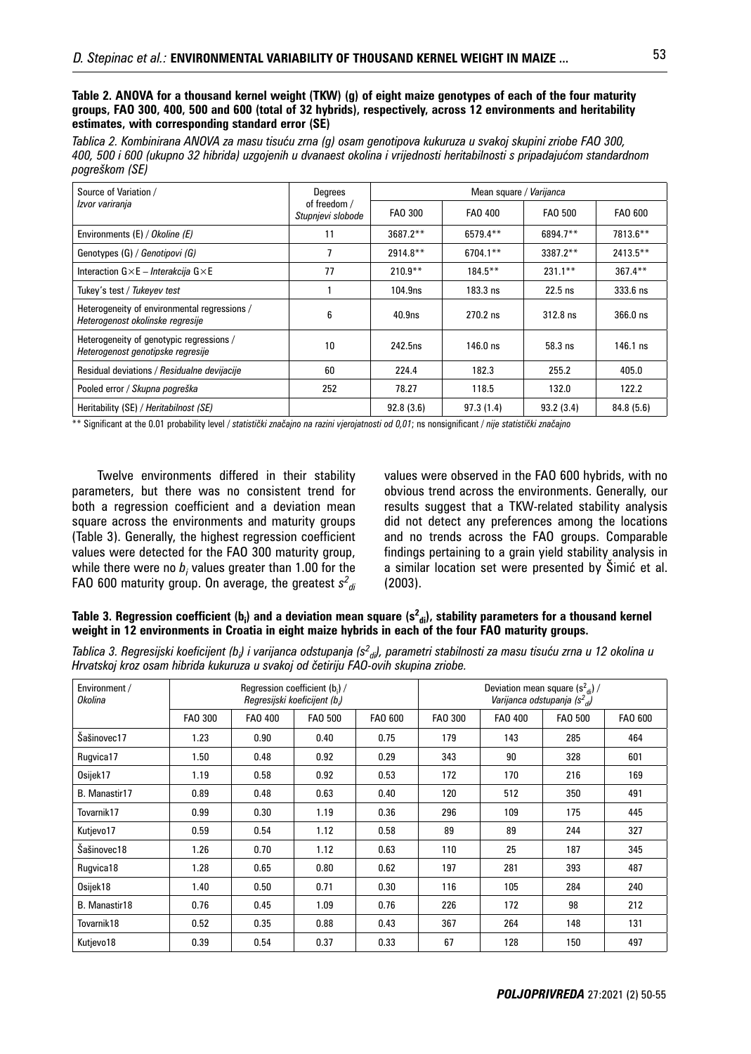**Table 2. ANOVA for a thousand kernel weight (TKW) (g) of eight maize genotypes of each of the four maturity groups, FAO 300, 400, 500 and 600 (total of 32 hybrids), respectively, across 12 environments and heritability estimates, with corresponding standard error (SE)**

*Tablica 2. Kombinirana ANOVA za masu tisuću zrna (g) osam genotipova kukuruza u svakoj skupini zriobe FAO 300, 400, 500 i 600 (ukupno 32 hibrida) uzgojenih u dvanaest okolina i vrijednosti heritabilnosti s pripadajućom standardnom pogreškom (SE)*

| Source of Variation / *Izvor variranja* | Degrees of freedom / *Stupnjevi slobode* | Mean square / *Varijanca* | | | |
|---|---|---|---|---|---|
| | | FAO 300 | FAO 400 | FAO 500 | FAO 600 |
| Environments (E) / *Okoline (E)* | 11 | 3687.2** | 6579.4** | 6894.7** | 7813.6** |
| Genotypes (G) / *Genotipovi (G)* | 7 | 2914.8** | 6704.1** | 3387.2** | 2413.5** |
| Interaction G×E – *Interakcija G×E* | 77 | 210.9** | 184.5** | 231.1** | 367.4** |
| Tukey's test / *Tukeyev test* | 1 | 104.9ns | 183.3 ns | 22.5 ns | 333.6 ns |
| Heterogeneity of environmental regressions / *Heterogenost okolinske regresije* | 6 | 40.9ns | 270.2 ns | 312.8 ns | 366.0 ns |
| Heterogeneity of genotypic regressions / *Heterogenost genotipske regresije* | 10 | 242.5ns | 146.0 ns | 58.3 ns | 146.1 ns |
| Residual deviations / *Residualne devijacije* | 60 | 224.4 | 182.3 | 255.2 | 405.0 |
| Pooled error / *Skupna pogreška* | 252 | 78.27 | 118.5 | 132.0 | 122.2 |
| Heritability (SE) / *Heritabilnost (SE)* | | 92.8 (3.6) | 97.3 (1.4) | 93.2 (3.4) | 84.8 (5.6) |

** Significant at the 0.01 probability level / *statistički značajno na razini vjerojatnosti od 0,01*; ns nonsignificant / *nije statistički značajno*

Twelve environments differed in their stability parameters, but there was no consistent trend for both a regression coefficient and a deviation mean square across the environments and maturity groups (Table 3). Generally, the highest regression coefficient values were detected for the FAO 300 maturity group, while there were no $b_i$ values greater than 1.00 for the FAO 600 maturity group. On average, the greatest $s^2_{di}$ values were observed in the FAO 600 hybrids, with no obvious trend across the environments. Generally, our results suggest that a TKW-related stability analysis did not detect any preferences among the locations and no trends across the FAO groups. Comparable findings pertaining to a grain yield stability analysis in a similar location set were presented by Šimić et al. (2003).

**Table 3. Regression coefficient ($b_i$) and a deviation mean square ($s^2_{di}$), stability parameters for a thousand kernel weight in 12 environments in Croatia in eight maize hybrids in each of the four FAO maturity groups.**

*Tablica 3. Regresijski koeficijent ($b_i$) i varijanca odstupanja ($s^2_{di}$), parametri stabilnosti za masu tisuću zrna u 12 okolina u Hrvatskoj kroz osam hibrida kukuruza u svakoj od četiriju FAO-ovih skupina zriobe.*

| Environment / *Okolina* | Regression coefficient ($b_i$) / *Regresijski koeficijent ($b_i$)* | | | | Deviation mean square ($s^2_{di}$) / *Varijanca odstupanja ($s^2_{di}$)* | | | |
|---|---|---|---|---|---|---|---|---|
| | FAO 300 | FAO 400 | FAO 500 | FAO 600 | FAO 300 | FAO 400 | FAO 500 | FAO 600 |
| Šašinovec17 | 1.23 | 0.90 | 0.40 | 0.75 | 179 | 143 | 285 | 464 |
| Rugvica17 | 1.50 | 0.48 | 0.92 | 0.29 | 343 | 90 | 328 | 601 |
| Osijek17 | 1.19 | 0.58 | 0.92 | 0.53 | 172 | 170 | 216 | 169 |
| B. Manastir17 | 0.89 | 0.48 | 0.63 | 0.40 | 120 | 512 | 350 | 491 |
| Tovarnik17 | 0.99 | 0.30 | 1.19 | 0.36 | 296 | 109 | 175 | 445 |
| Kutjevo17 | 0.59 | 0.54 | 1.12 | 0.58 | 89 | 89 | 244 | 327 |
| Šašinovec18 | 1.26 | 0.70 | 1.12 | 0.63 | 110 | 25 | 187 | 345 |
| Rugvica18 | 1.28 | 0.65 | 0.80 | 0.62 | 197 | 281 | 393 | 487 |
| Osijek18 | 1.40 | 0.50 | 0.71 | 0.30 | 116 | 105 | 284 | 240 |
| B. Manastir18 | 0.76 | 0.45 | 1.09 | 0.76 | 226 | 172 | 98 | 212 |
| Tovarnik18 | 0.52 | 0.35 | 0.88 | 0.43 | 367 | 264 | 148 | 131 |
| Kutjevo18 | 0.39 | 0.54 | 0.37 | 0.33 | 67 | 128 | 150 | 497 |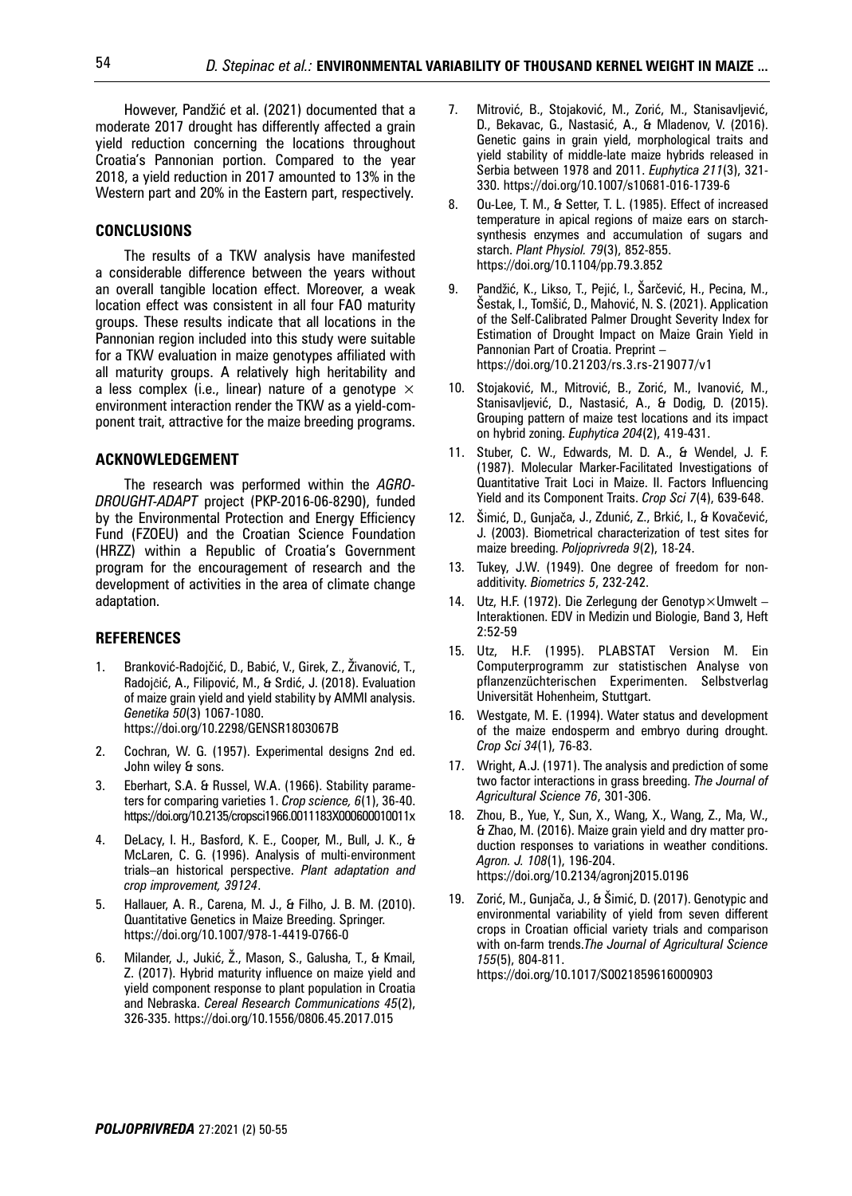However, Pandžić et al. (2021) documented that a moderate 2017 drought has differently affected a grain yield reduction concerning the locations throughout Croatia's Pannonian portion. Compared to the year 2018, a yield reduction in 2017 amounted to 13% in the Western part and 20% in the Eastern part, respectively.

## CONCLUSIONS

The results of a TKW analysis have manifested a considerable difference between the years without an overall tangible location effect. Moreover, a weak location effect was consistent in all four FAO maturity groups. These results indicate that all locations in the Pannonian region included into this study were suitable for a TKW evaluation in maize genotypes affiliated with all maturity groups. A relatively high heritability and a less complex (i.e., linear) nature of a genotype $\times$ environment interaction render the TKW as a yield-component trait, attractive for the maize breeding programs.

## ACKNOWLEDGEMENT

The research was performed within the *AGRO-DROUGHT-ADAPT* project (PKP-2016-06-8290), funded by the Environmental Protection and Energy Efficiency Fund (FZOEU) and the Croatian Science Foundation (HRZZ) within a Republic of Croatia's Government program for the encouragement of research and the development of activities in the area of climate change adaptation.

## REFERENCES

1. Branković-Radojčić, D., Babić, V., Girek, Z., Živanović, T., Radojčić, A., Filipović, M., & Srdić, J. (2018). Evaluation of maize grain yield and yield stability by AMMI analysis. *Genetika 50*(3) 1067-1080. https://doi.org/10.2298/GENSR1803067B
2. Cochran, W. G. (1957). Experimental designs 2nd ed. John wiley & sons.
3. Eberhart, S.A. & Russel, W.A. (1966). Stability parameters for comparing varieties 1. *Crop science, 6*(1), 36-40. https://doi.org/10.2135/cropsci1966.0011183X000600010011x
4. DeLacy, I. H., Basford, K. E., Cooper, M., Bull, J. K., & McLaren, C. G. (1996). Analysis of multi-environment trials–an historical perspective. *Plant adaptation and crop improvement, 39124*.
5. Hallauer, A. R., Carena, M. J., & Filho, J. B. M. (2010). Quantitative Genetics in Maize Breeding. Springer. https://doi.org/10.1007/978-1-4419-0766-0
6. Milander, J., Jukić, Ž., Mason, S., Galusha, T., & Kmail, Z. (2017). Hybrid maturity influence on maize yield and yield component response to plant population in Croatia and Nebraska. *Cereal Research Communications 45*(2), 326-335. https://doi.org/10.1556/0806.45.2017.015
7. Mitrović, B., Stojaković, M., Zorić, M., Stanisavljević, D., Bekavac, G., Nastasić, A., & Mladenov, V. (2016). Genetic gains in grain yield, morphological traits and yield stability of middle-late maize hybrids released in Serbia between 1978 and 2011. *Euphytica 211*(3), 321-330. https://doi.org/10.1007/s10681-016-1739-6
8. Ou-Lee, T. M., & Setter, T. L. (1985). Effect of increased temperature in apical regions of maize ears on starch-synthesis enzymes and accumulation of sugars and starch. *Plant Physiol. 79*(3), 852-855. https://doi.org/10.1104/pp.79.3.852
9. Pandžić, K., Likso, T., Pejić, I., Šarčević, H., Pecina, M., Šestak, I., Tomšić, D., Mahović, N. S. (2021). Application of the Self-Calibrated Palmer Drought Severity Index for Estimation of Drought Impact on Maize Grain Yield in Pannonian Part of Croatia. Preprint – https://doi.org/10.21203/rs.3.rs-219077/v1
10. Stojaković, M., Mitrović, B., Zorić, M., Ivanović, M., Stanisavljević, D., Nastasić, A., & Dodig, D. (2015). Grouping pattern of maize test locations and its impact on hybrid zoning. *Euphytica 204*(2), 419-431.
11. Stuber, C. W., Edwards, M. D. A., & Wendel, J. F. (1987). Molecular Marker-Facilitated Investigations of Quantitative Trait Loci in Maize. II. Factors Influencing Yield and its Component Traits. *Crop Sci 7*(4), 639-648.
12. Šimić, D., Gunjača, J., Zdunić, Z., Brkić, I., & Kovačević, J. (2003). Biometrical characterization of test sites for maize breeding. *Poljoprivreda 9*(2), 18-24.
13. Tukey, J.W. (1949). One degree of freedom for non-additivity. *Biometrics 5*, 232-242.
14. Utz, H.F. (1972). Die Zerlegung der Genotyp×Umwelt – Interaktionen. EDV in Medizin und Biologie, Band 3, Heft 2:52-59
15. Utz, H.F. (1995). PLABSTAT Version M. Ein Computerprogramm zur statistischen Analyse von pflanzenzüchterischen Experimenten. Selbstverlag Universität Hohenheim, Stuttgart.
16. Westgate, M. E. (1994). Water status and development of the maize endosperm and embryo during drought. *Crop Sci 34*(1), 76-83.
17. Wright, A.J. (1971). The analysis and prediction of some two factor interactions in grass breeding. *The Journal of Agricultural Science 76*, 301-306.
18. Zhou, B., Yue, Y., Sun, X., Wang, X., Wang, Z., Ma, W., & Zhao, M. (2016). Maize grain yield and dry matter production responses to variations in weather conditions. *Agron. J. 108*(1), 196-204. https://doi.org/10.2134/agronj2015.0196
19. Zorić, M., Gunjača, J., & Šimić, D. (2017). Genotypic and environmental variability of yield from seven different crops in Croatian official variety trials and comparison with on-farm trends.*The Journal of Agricultural Science 155*(5), 804-811. https://doi.org/10.1017/S0021859616000903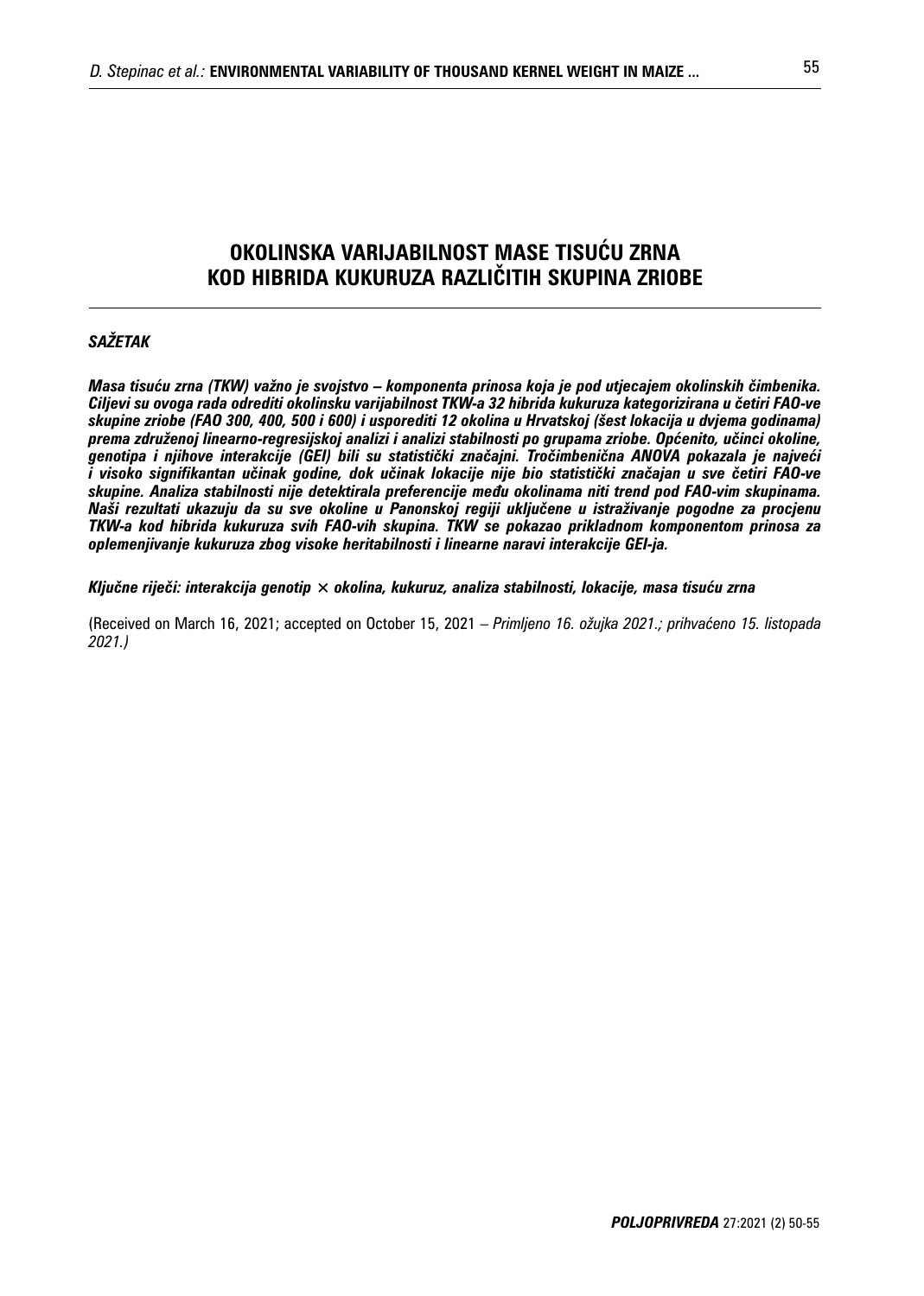# OKOLINSKA VARIJABILNOST MASE TISUĆU ZRNA KOD HIBRIDA KUKURUZA RAZLIČITIH SKUPINA ZRIOBE

## *SAŽETAK*

***Masa tisuću zrna (TKW) važno je svojstvo – komponenta prinosa koja je pod utjecajem okolinskih čimbenika. Ciljevi su ovoga rada odrediti okolinsku varijabilnost TKW-a 32 hibrida kukuruza kategorizirana u četiri FAO-ve skupine zriobe (FAO 300, 400, 500 i 600) i usporediti 12 okolina u Hrvatskoj (šest lokacija u dvjema godinama) prema združenoj linearno-regresijskoj analizi i analizi stabilnosti po grupama zriobe. Općenito, učinci okoline, genotipa i njihove interakcije (GEI) bili su statistički značajni. Tročimbenična ANOVA pokazala je najveći i visoko signifikantan učinak godine, dok učinak lokacije nije bio statistički značajan u sve četiri FAO-ve skupine. Analiza stabilnosti nije detektirala preferencije među okolinama niti trend pod FAO-vim skupinama. Naši rezultati ukazuju da su sve okoline u Panonskoj regiji uključene u istraživanje pogodne za procjenu TKW-a kod hibrida kukuruza svih FAO-vih skupina. TKW se pokazao prikladnom komponentom prinosa za oplemenjivanje kukuruza zbog visoke heritabilnosti i linearne naravi interakcije GEI-ja.***

***Ključne riječi: interakcija genotip × okolina, kukuruz, analiza stabilnosti, lokacije, masa tisuću zrna***

(Received on March 16, 2021; accepted on October 15, 2021 – *Primljeno 16. ožujka 2021.; prihvaćeno 15. listopada 2021.)*